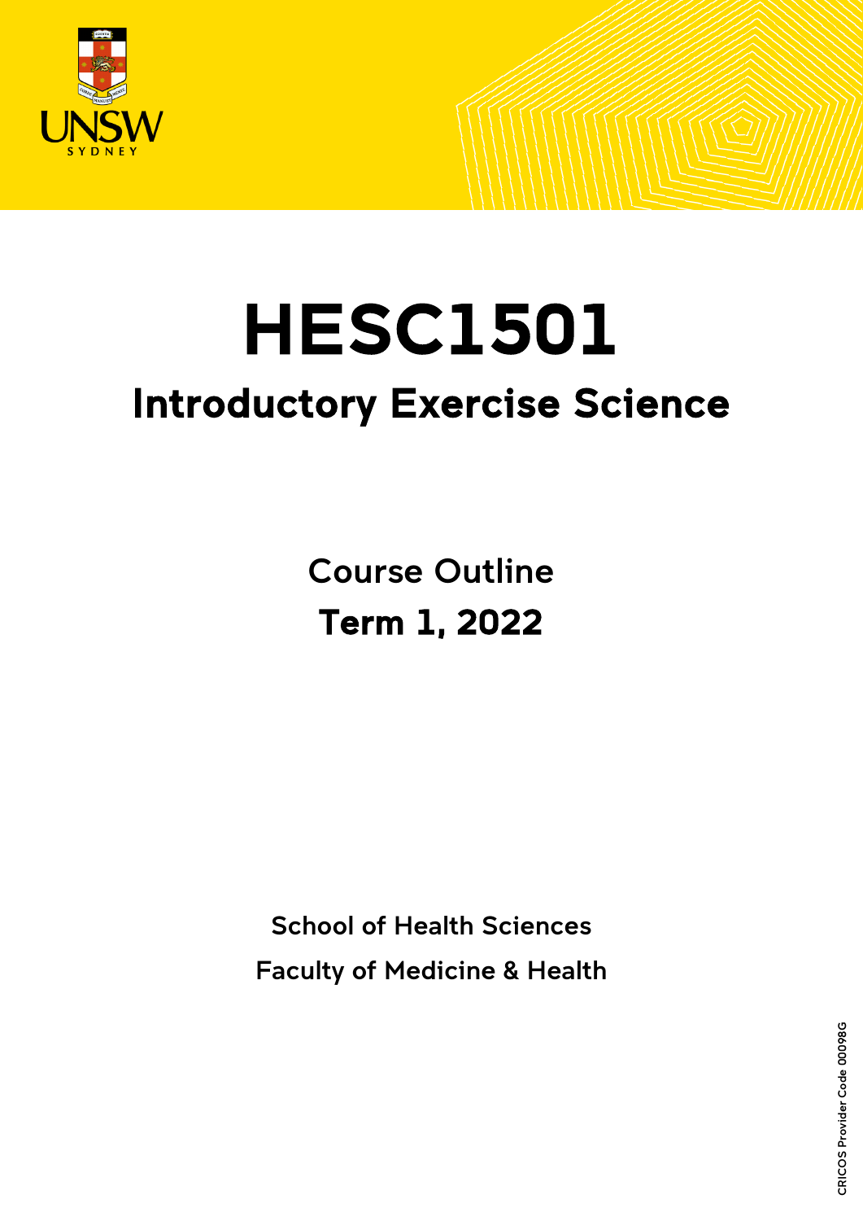# HESC1501

## Introductory Exercise Science

Course Outline

**Term 1, 2022**

School of Health Sciences

Faculty of Medicine & Health

CRICOS Provider Code 00098G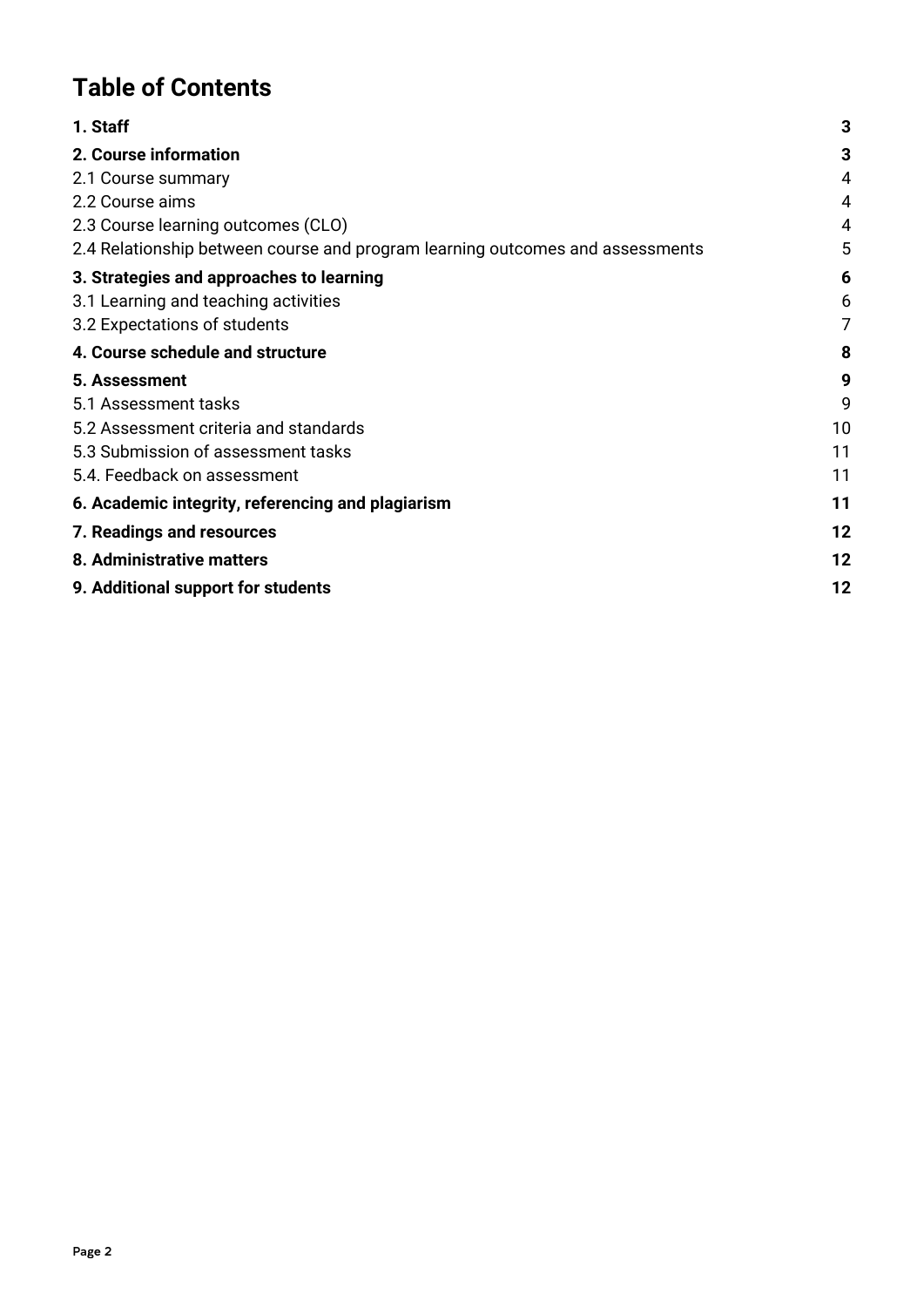# Table of Contents

| | |
|---|---|
| **1. Staff** | **3** |
| **2. Course information** | **3** |
| 2.1 Course summary | 4 |
| 2.2 Course aims | 4 |
| 2.3 Course learning outcomes (CLO) | 4 |
| 2.4 Relationship between course and program learning outcomes and assessments | 5 |
| **3. Strategies and approaches to learning** | **6** |
| 3.1 Learning and teaching activities | 6 |
| 3.2 Expectations of students | 7 |
| **4. Course schedule and structure** | **8** |
| **5. Assessment** | **9** |
| 5.1 Assessment tasks | 9 |
| 5.2 Assessment criteria and standards | 10 |
| 5.3 Submission of assessment tasks | 11 |
| 5.4. Feedback on assessment | 11 |
| **6. Academic integrity, referencing and plagiarism** | **11** |
| **7. Readings and resources** | **12** |
| **8. Administrative matters** | **12** |
| **9. Additional support for students** | **12** |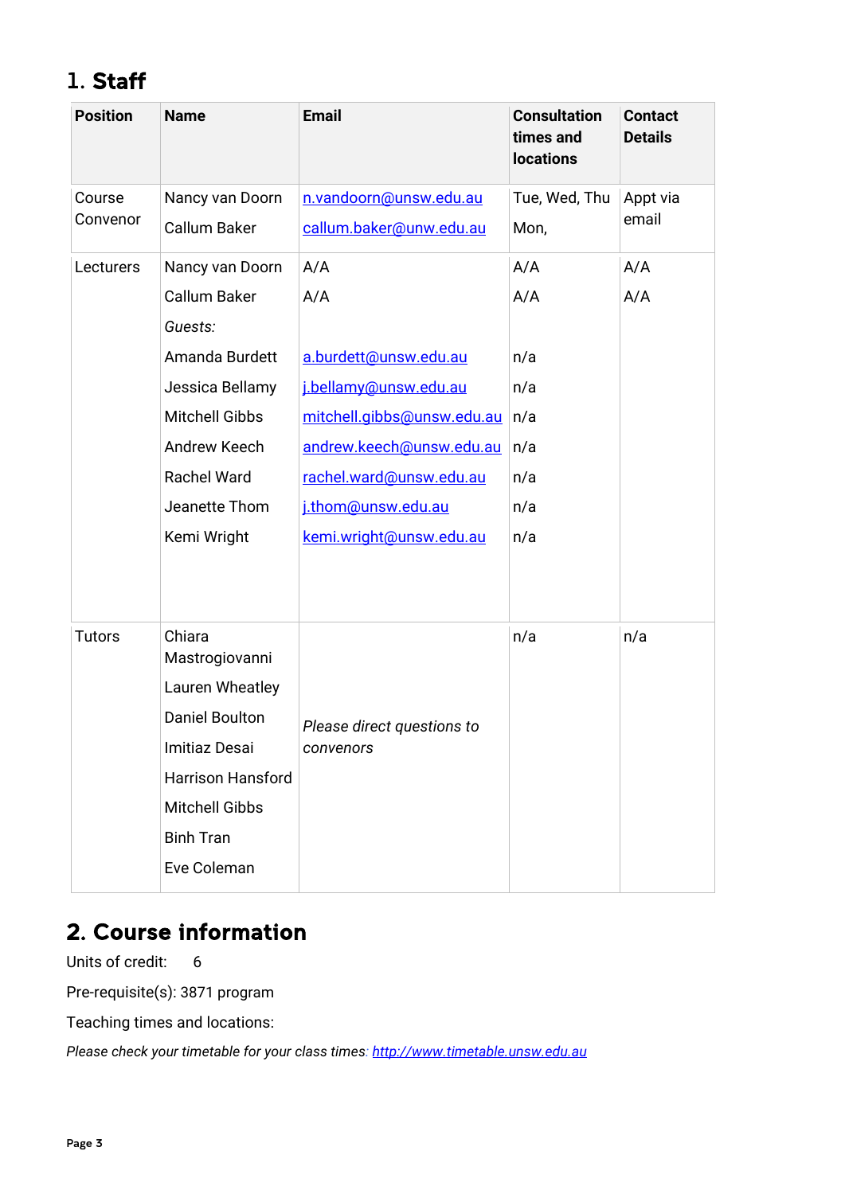## 1. Staff

| Position | Name | Email | Consultation times and locations | Contact Details |
|---|---|---|---|---|
| Course Convenor | Nancy van Doorn<br>Callum Baker | n.vandoorn@unsw.edu.au<br>callum.baker@unw.edu.au | Tue, Wed, Thu<br>Mon, | Appt via email |
| Lecturers | Nancy van Doorn<br>Callum Baker<br>*Guests:*<br>Amanda Burdett<br>Jessica Bellamy<br>Mitchell Gibbs<br>Andrew Keech<br>Rachel Ward<br>Jeanette Thom<br>Kemi Wright | A/A<br>A/A<br><br>a.burdett@unsw.edu.au<br>j.bellamy@unsw.edu.au<br>mitchell.gibbs@unsw.edu.au<br>andrew.keech@unsw.edu.au<br>rachel.ward@unsw.edu.au<br>j.thom@unsw.edu.au<br>kemi.wright@unsw.edu.au | A/A<br>A/A<br><br>n/a<br>n/a<br>n/a<br>n/a<br>n/a<br>n/a<br>n/a | A/A<br>A/A |
| Tutors | Chiara Mastrogiovanni<br>Lauren Wheatley<br>Daniel Boulton<br>Imitiaz Desai<br>Harrison Hansford<br>Mitchell Gibbs<br>Binh Tran<br>Eve Coleman | *Please direct questions to convenors* | n/a | n/a |

## 2. Course information

Units of credit: 6

Pre-requisite(s): 3871 program

Teaching times and locations:

*Please check your timetable for your class times: http://www.timetable.unsw.edu.au*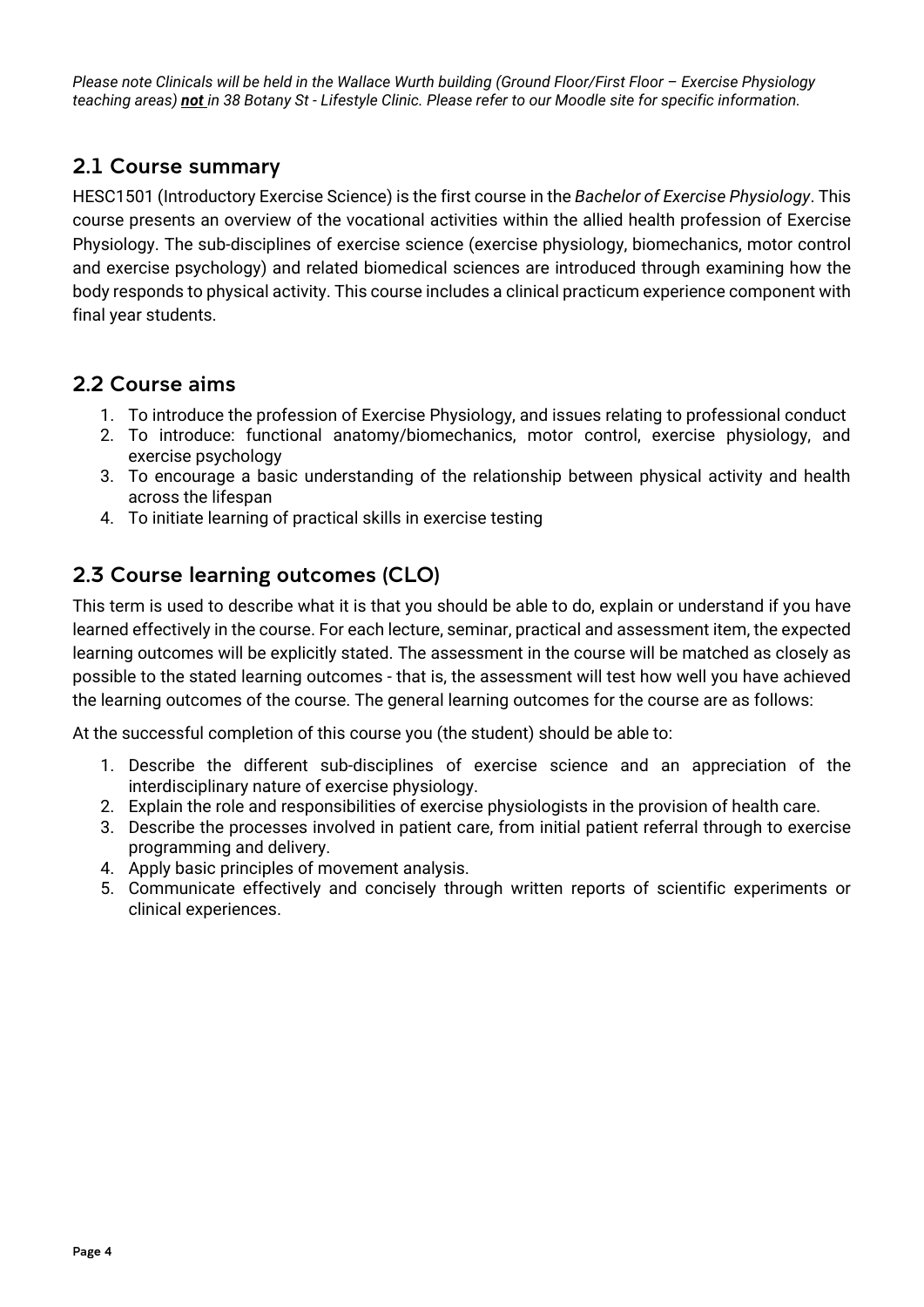*Please note Clinicals will be held in the Wallace Wurth building (Ground Floor/First Floor – Exercise Physiology teaching areas)* ***not*** *in 38 Botany St - Lifestyle Clinic. Please refer to our Moodle site for specific information.*

## 2.1 Course summary

HESC1501 (Introductory Exercise Science) is the first course in the *Bachelor of Exercise Physiology*. This course presents an overview of the vocational activities within the allied health profession of Exercise Physiology. The sub-disciplines of exercise science (exercise physiology, biomechanics, motor control and exercise psychology) and related biomedical sciences are introduced through examining how the body responds to physical activity. This course includes a clinical practicum experience component with final year students.

## 2.2 Course aims

1. To introduce the profession of Exercise Physiology, and issues relating to professional conduct
2. To introduce: functional anatomy/biomechanics, motor control, exercise physiology, and exercise psychology
3. To encourage a basic understanding of the relationship between physical activity and health across the lifespan
4. To initiate learning of practical skills in exercise testing

## 2.3 Course learning outcomes (CLO)

This term is used to describe what it is that you should be able to do, explain or understand if you have learned effectively in the course. For each lecture, seminar, practical and assessment item, the expected learning outcomes will be explicitly stated. The assessment in the course will be matched as closely as possible to the stated learning outcomes - that is, the assessment will test how well you have achieved the learning outcomes of the course. The general learning outcomes for the course are as follows:

At the successful completion of this course you (the student) should be able to:

1. Describe the different sub-disciplines of exercise science and an appreciation of the interdisciplinary nature of exercise physiology.
2. Explain the role and responsibilities of exercise physiologists in the provision of health care.
3. Describe the processes involved in patient care, from initial patient referral through to exercise programming and delivery.
4. Apply basic principles of movement analysis.
5. Communicate effectively and concisely through written reports of scientific experiments or clinical experiences.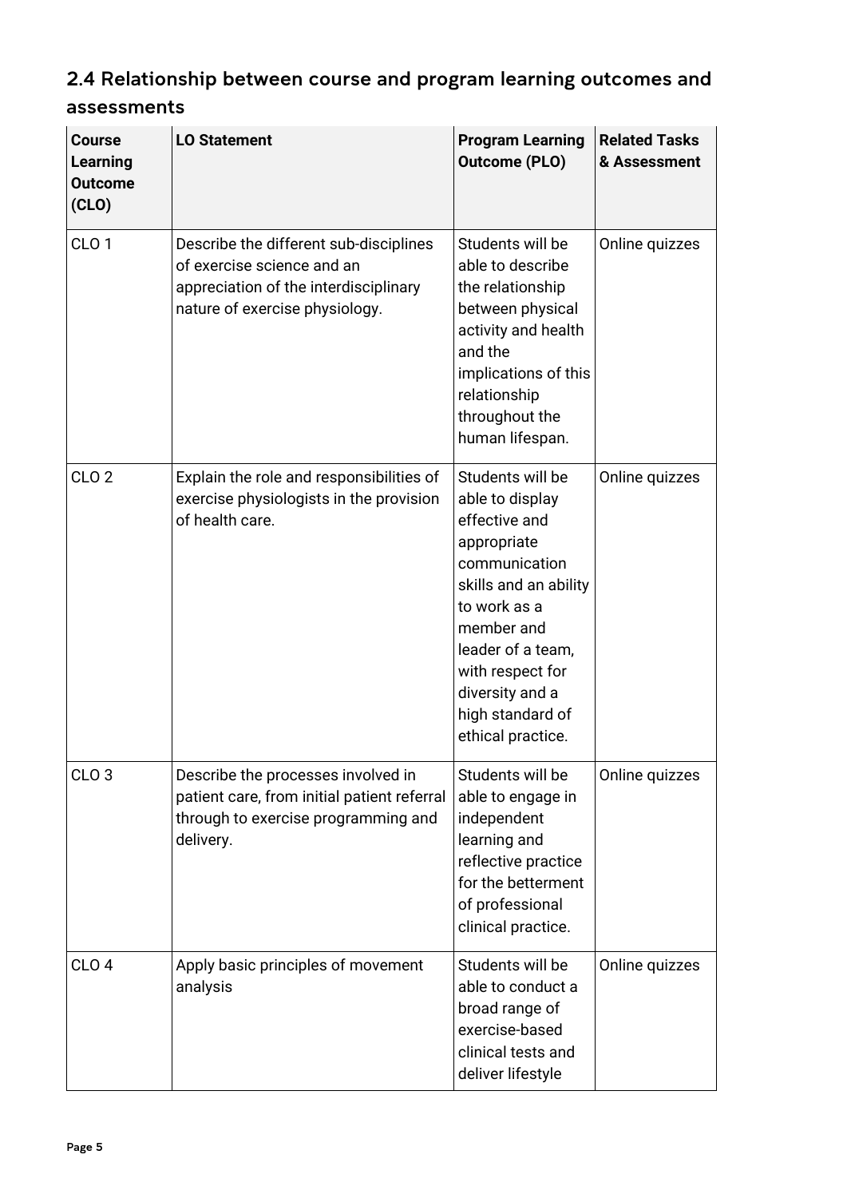## 2.4 Relationship between course and program learning outcomes and assessments

| Course Learning Outcome (CLO) | LO Statement | Program Learning Outcome (PLO) | Related Tasks & Assessment |
|---|---|---|---|
| CLO 1 | Describe the different sub-disciplines of exercise science and an appreciation of the interdisciplinary nature of exercise physiology. | Students will be able to describe the relationship between physical activity and health and the implications of this relationship throughout the human lifespan. | Online quizzes |
| CLO 2 | Explain the role and responsibilities of exercise physiologists in the provision of health care. | Students will be able to display effective and appropriate communication skills and an ability to work as a member and leader of a team, with respect for diversity and a high standard of ethical practice. | Online quizzes |
| CLO 3 | Describe the processes involved in patient care, from initial patient referral through to exercise programming and delivery. | Students will be able to engage in independent learning and reflective practice for the betterment of professional clinical practice. | Online quizzes |
| CLO 4 | Apply basic principles of movement analysis | Students will be able to conduct a broad range of exercise-based clinical tests and deliver lifestyle | Online quizzes |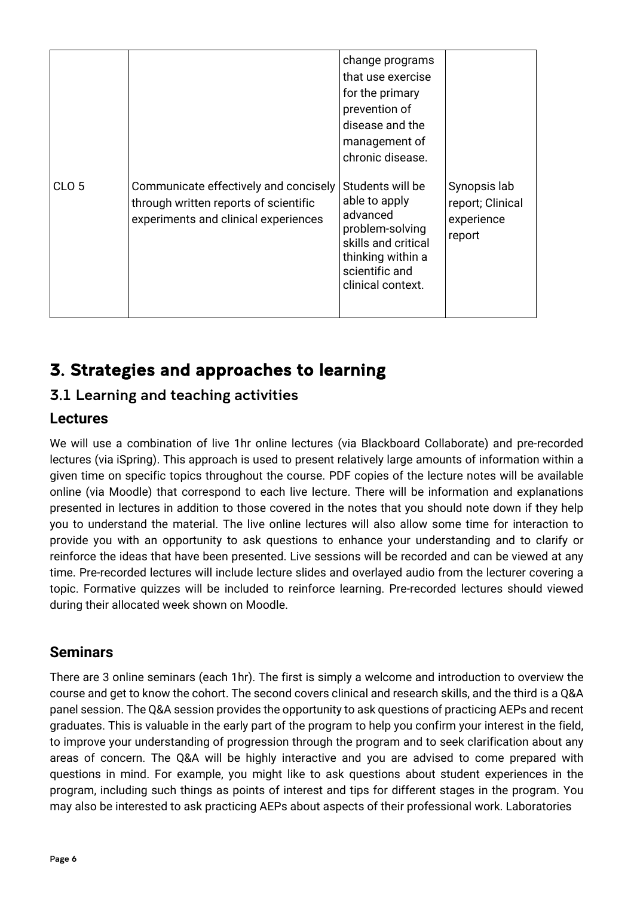| | | change programs that use exercise for the primary prevention of disease and the management of chronic disease. | |
|---|---|---|---|
| CLO 5 | Communicate effectively and concisely through written reports of scientific experiments and clinical experiences | Students will be able to apply advanced problem-solving skills and critical thinking within a scientific and clinical context. | Synopsis lab report; Clinical experience report |

# 3. Strategies and approaches to learning

## 3.1 Learning and teaching activities

### Lectures

We will use a combination of live 1hr online lectures (via Blackboard Collaborate) and pre-recorded lectures (via iSpring). This approach is used to present relatively large amounts of information within a given time on specific topics throughout the course. PDF copies of the lecture notes will be available online (via Moodle) that correspond to each live lecture. There will be information and explanations presented in lectures in addition to those covered in the notes that you should note down if they help you to understand the material. The live online lectures will also allow some time for interaction to provide you with an opportunity to ask questions to enhance your understanding and to clarify or reinforce the ideas that have been presented. Live sessions will be recorded and can be viewed at any time. Pre-recorded lectures will include lecture slides and overlayed audio from the lecturer covering a topic. Formative quizzes will be included to reinforce learning. Pre-recorded lectures should viewed during their allocated week shown on Moodle.

### Seminars

There are 3 online seminars (each 1hr). The first is simply a welcome and introduction to overview the course and get to know the cohort. The second covers clinical and research skills, and the third is a Q&A panel session. The Q&A session provides the opportunity to ask questions of practicing AEPs and recent graduates. This is valuable in the early part of the program to help you confirm your interest in the field, to improve your understanding of progression through the program and to seek clarification about any areas of concern. The Q&A will be highly interactive and you are advised to come prepared with questions in mind. For example, you might like to ask questions about student experiences in the program, including such things as points of interest and tips for different stages in the program. You may also be interested to ask practicing AEPs about aspects of their professional work. Laboratories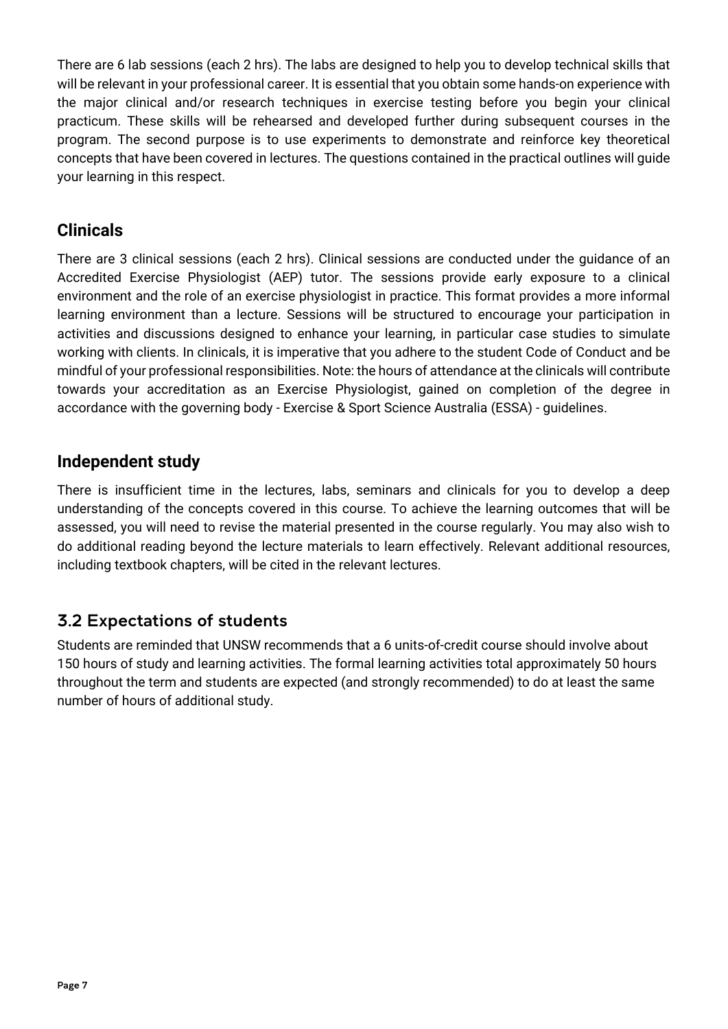There are 6 lab sessions (each 2 hrs). The labs are designed to help you to develop technical skills that will be relevant in your professional career. It is essential that you obtain some hands-on experience with the major clinical and/or research techniques in exercise testing before you begin your clinical practicum. These skills will be rehearsed and developed further during subsequent courses in the program. The second purpose is to use experiments to demonstrate and reinforce key theoretical concepts that have been covered in lectures. The questions contained in the practical outlines will guide your learning in this respect.

### Clinicals

There are 3 clinical sessions (each 2 hrs). Clinical sessions are conducted under the guidance of an Accredited Exercise Physiologist (AEP) tutor. The sessions provide early exposure to a clinical environment and the role of an exercise physiologist in practice. This format provides a more informal learning environment than a lecture. Sessions will be structured to encourage your participation in activities and discussions designed to enhance your learning, in particular case studies to simulate working with clients. In clinicals, it is imperative that you adhere to the student Code of Conduct and be mindful of your professional responsibilities. Note: the hours of attendance at the clinicals will contribute towards your accreditation as an Exercise Physiologist, gained on completion of the degree in accordance with the governing body - Exercise & Sport Science Australia (ESSA) - guidelines.

### Independent study

There is insufficient time in the lectures, labs, seminars and clinicals for you to develop a deep understanding of the concepts covered in this course. To achieve the learning outcomes that will be assessed, you will need to revise the material presented in the course regularly. You may also wish to do additional reading beyond the lecture materials to learn effectively. Relevant additional resources, including textbook chapters, will be cited in the relevant lectures.

## 3.2 Expectations of students

Students are reminded that UNSW recommends that a 6 units-of-credit course should involve about 150 hours of study and learning activities. The formal learning activities total approximately 50 hours throughout the term and students are expected (and strongly recommended) to do at least the same number of hours of additional study.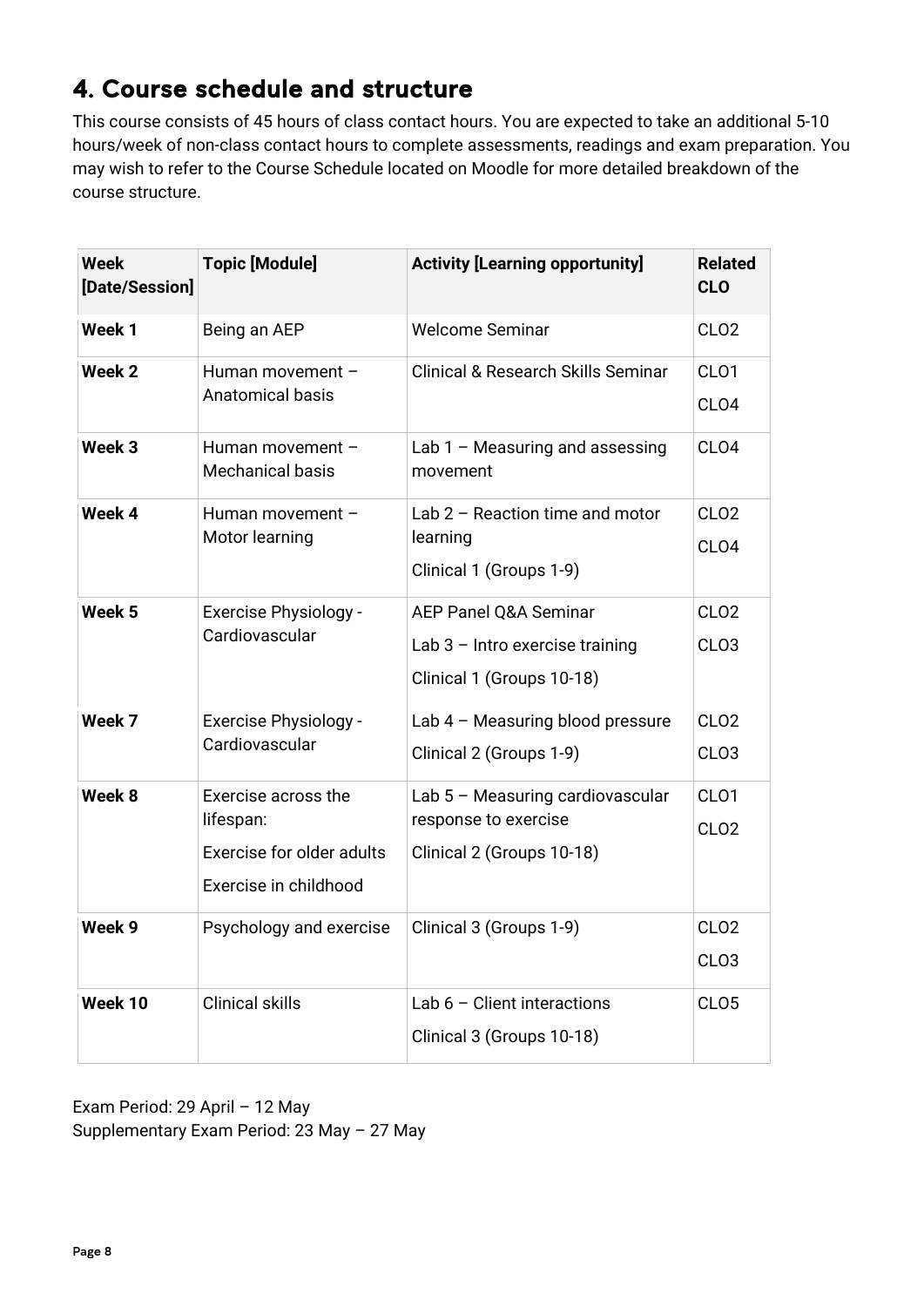## 4. Course schedule and structure

This course consists of 45 hours of class contact hours. You are expected to take an additional 5-10 hours/week of non-class contact hours to complete assessments, readings and exam preparation. You may wish to refer to the Course Schedule located on Moodle for more detailed breakdown of the course structure.

| Week [Date/Session] | Topic [Module] | Activity [Learning opportunity] | Related CLO |
|---|---|---|---|
| **Week 1** | Being an AEP | Welcome Seminar | CLO2 |
| **Week 2** | Human movement – Anatomical basis | Clinical & Research Skills Seminar | CLO1<br>CLO4 |
| **Week 3** | Human movement – Mechanical basis | Lab 1 – Measuring and assessing movement | CLO4 |
| **Week 4** | Human movement – Motor learning | Lab 2 – Reaction time and motor learning<br>Clinical 1 (Groups 1-9) | CLO2<br>CLO4 |
| **Week 5** | Exercise Physiology - Cardiovascular | AEP Panel Q&A Seminar<br>Lab 3 – Intro exercise training<br>Clinical 1 (Groups 10-18) | CLO2<br>CLO3 |
| **Week 7** | Exercise Physiology - Cardiovascular | Lab 4 – Measuring blood pressure<br>Clinical 2 (Groups 1-9) | CLO2<br>CLO3 |
| **Week 8** | Exercise across the lifespan:<br>Exercise for older adults<br>Exercise in childhood | Lab 5 – Measuring cardiovascular response to exercise<br>Clinical 2 (Groups 10-18) | CLO1<br>CLO2 |
| **Week 9** | Psychology and exercise | Clinical 3 (Groups 1-9) | CLO2<br>CLO3 |
| **Week 10** | Clinical skills | Lab 6 – Client interactions<br>Clinical 3 (Groups 10-18) | CLO5 |

Exam Period: 29 April – 12 May
Supplementary Exam Period: 23 May – 27 May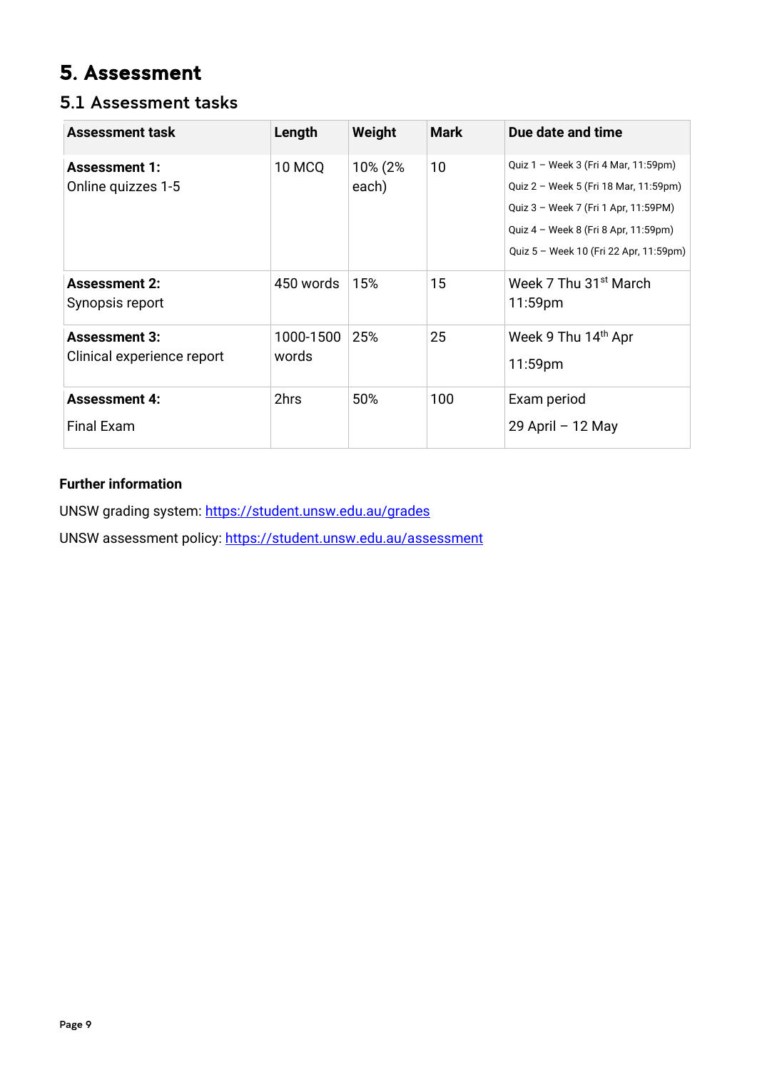# 5. Assessment

## 5.1 Assessment tasks

| Assessment task | Length | Weight | Mark | Due date and time |
|---|---|---|---|---|
| **Assessment 1:** Online quizzes 1-5 | 10 MCQ | 10% (2% each) | 10 | Quiz 1 – Week 3 (Fri 4 Mar, 11:59pm)<br>Quiz 2 – Week 5 (Fri 18 Mar, 11:59pm)<br>Quiz 3 – Week 7 (Fri 1 Apr, 11:59PM)<br>Quiz 4 – Week 8 (Fri 8 Apr, 11:59pm)<br>Quiz 5 – Week 10 (Fri 22 Apr, 11:59pm) |
| **Assessment 2:** Synopsis report | 450 words | 15% | 15 | Week 7 Thu 31st March 11:59pm |
| **Assessment 3:** Clinical experience report | 1000-1500 words | 25% | 25 | Week 9 Thu 14th Apr 11:59pm |
| **Assessment 4:** Final Exam | 2hrs | 50% | 100 | Exam period 29 April – 12 May |

**Further information**

UNSW grading system: https://student.unsw.edu.au/grades

UNSW assessment policy: https://student.unsw.edu.au/assessment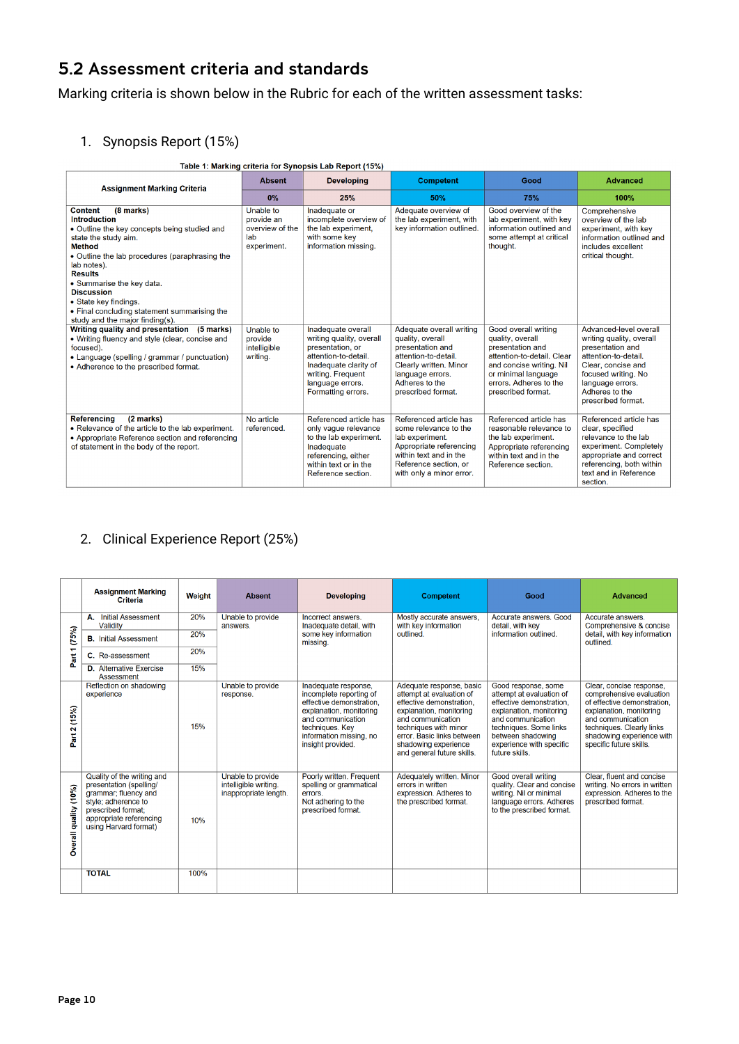## 5.2 Assessment criteria and standards

Marking criteria is shown below in the Rubric for each of the written assessment tasks:

1. Synopsis Report (15%)

Table 1: Marking criteria for Synopsis Lab Report (15%)

| Assignment Marking Criteria | Absent | Developing | Competent | Good | Advanced |
|---|---|---|---|---|---|
| | 0% | 25% | 50% | 75% | 100% |
| **Content (8 marks)**<br>**Introduction**<br>• Outline the key concepts being studied and state the study aim.<br>**Method**<br>• Outline the lab procedures (paraphrasing the lab notes).<br>**Results**<br>• Summarise the key data.<br>**Discussion**<br>• State key findings.<br>• Final concluding statement summarising the study and the major finding(s). | Unable to provide an overview of the lab experiment. | Inadequate or incomplete overview of the lab experiment, with some key information missing. | Adequate overview of the lab experiment, with key information outlined. | Good overview of the lab experiment, with key information outlined and some attempt at critical thought. | Comprehensive overview of the lab experiment, with key information outlined and includes excellent critical thought. |
| **Writing quality and presentation (5 marks)**<br>• Writing fluency and style (clear, concise and focused).<br>• Language (spelling / grammar / punctuation)<br>• Adherence to the prescribed format. | Unable to provide intelligible writing. | Inadequate overall writing quality, overall presentation, or attention-to-detail. Inadequate clarity of writing. Frequent language errors. Formatting errors. | Adequate overall writing quality, overall presentation and attention-to-detail. Clearly written. Minor language errors. Adheres to the prescribed format. | Good overall writing quality, overall presentation and attention-to-detail. Clear and concise writing. Nil or minimal language errors. Adheres to the prescribed format. | Advanced-level overall writing quality, overall presentation and attention-to-detail. Clear, concise and focused writing. No language errors. Adheres to the prescribed format. |
| **Referencing (2 marks)**<br>• Relevance of the article to the lab experiment.<br>• Appropriate Reference section and referencing of statement in the body of the report. | No article referenced. | Referenced article has only vague relevance to the lab experiment. Inadequate referencing, either within text or in the Reference section. | Referenced article has some relevance to the lab experiment. Appropriate referencing within text and in the Reference section, or with only a minor error. | Referenced article has reasonable relevance to the lab experiment. Appropriate referencing within text and in the Reference section. | Referenced article has clear, specified relevance to the lab experiment. Completely appropriate and correct referencing, both within text and in Reference section. |

2. Clinical Experience Report (25%)

| | Assignment Marking Criteria | Weight | Absent | Developing | Competent | Good | Advanced |
|---|---|---|---|---|---|---|---|
| Part 1 (75%) | **A.** Initial Assessment Validity | 20% | Unable to provide answers. | Incorrect answers. Inadequate detail, with some key information missing. | Mostly accurate answers, with key information outlined. | Accurate answers. Good detail, with key information outlined. | Accurate answers. Comprehensive & concise detail, with key information outlined. |
| | **B.** Initial Assessment | 20% | | | | | |
| | **C.** Re-assessment | 20% | | | | | |
| | **D.** Alternative Exercise Assessment | 15% | | | | | |
| Part 2 (15%) | Reflection on shadowing experience | 15% | Unable to provide response. | Inadequate response, incomplete reporting of effective demonstration, explanation, monitoring and communication techniques. Key information missing, no insight provided. | Adequate response, basic attempt at evaluation of effective demonstration, explanation, monitoring and communication techniques with minor error. Basic links between shadowing experience and general future skills. | Good response, some attempt at evaluation of effective demonstration, explanation, monitoring and communication techniques. Some links between shadowing experience with specific future skills. | Clear, concise response, comprehensive evaluation of effective demonstration, explanation, monitoring and communication techniques. Clearly links shadowing experience with specific future skills. |
| Overall quality (10%) | Quality of the writing and presentation (spelling/ grammar; fluency and style; adherence to prescribed format; appropriate referencing using Harvard format) | 10% | Unable to provide intelligible writing. inappropriate length. | Poorly written. Frequent spelling or grammatical errors. Not adhering to the prescribed format. | Adequately written. Minor errors in written expression. Adheres to the prescribed format. | Good overall writing quality. Clear and concise writing. Nil or minimal language errors. Adheres to the prescribed format. | Clear, fluent and concise writing. No errors in written expression. Adheres to the prescribed format. |
| | **TOTAL** | 100% | | | | | |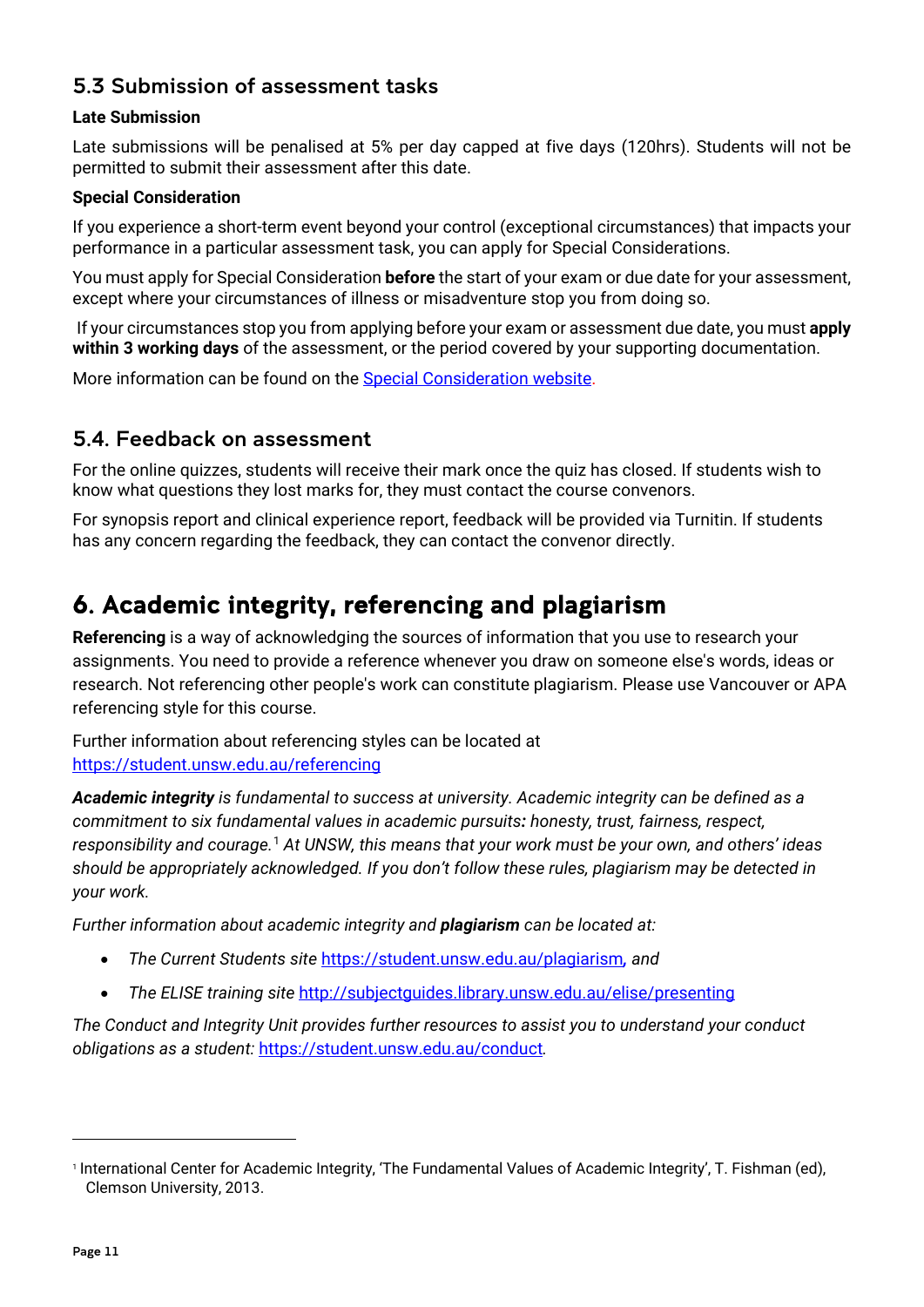## 5.3 Submission of assessment tasks

**Late Submission**

Late submissions will be penalised at 5% per day capped at five days (120hrs). Students will not be permitted to submit their assessment after this date.

**Special Consideration**

If you experience a short-term event beyond your control (exceptional circumstances) that impacts your performance in a particular assessment task, you can apply for Special Considerations.

You must apply for Special Consideration **before** the start of your exam or due date for your assessment, except where your circumstances of illness or misadventure stop you from doing so.

If your circumstances stop you from applying before your exam or assessment due date, you must **apply within 3 working days** of the assessment, or the period covered by your supporting documentation.

More information can be found on the [Special Consideration website](Special Consideration website).

## 5.4. Feedback on assessment

For the online quizzes, students will receive their mark once the quiz has closed. If students wish to know what questions they lost marks for, they must contact the course convenors.

For synopsis report and clinical experience report, feedback will be provided via Turnitin. If students has any concern regarding the feedback, they can contact the convenor directly.

# 6. Academic integrity, referencing and plagiarism

**Referencing** is a way of acknowledging the sources of information that you use to research your assignments. You need to provide a reference whenever you draw on someone else's words, ideas or research. Not referencing other people's work can constitute plagiarism. Please use Vancouver or APA referencing style for this course.

Further information about referencing styles can be located at https://student.unsw.edu.au/referencing

***Academic integrity*** *is fundamental to success at university. Academic integrity can be defined as a commitment to six fundamental values in academic pursuits**:** honesty, trust, fairness, respect, responsibility and courage.*[1] *At UNSW, this means that your work must be your own, and others' ideas should be appropriately acknowledged. If you don't follow these rules, plagiarism may be detected in your work.*

*Further information about academic integrity and* ***plagiarism*** *can be located at:*

- *The Current Students site* https://student.unsw.edu.au/plagiarism*, and*
- *The ELISE training site* http://subjectguides.library.unsw.edu.au/elise/presenting

*The Conduct and Integrity Unit provides further resources to assist you to understand your conduct obligations as a student:* https://student.unsw.edu.au/conduct*.*

---

[1] International Center for Academic Integrity, 'The Fundamental Values of Academic Integrity', T. Fishman (ed), Clemson University, 2013.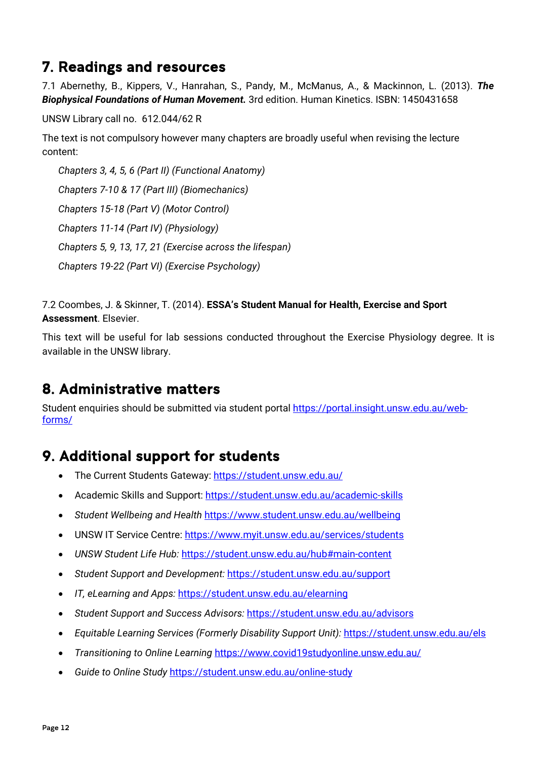## 7. Readings and resources

7.1 Abernethy, B., Kippers, V., Hanrahan, S., Pandy, M., McManus, A., & Mackinnon, L. (2013). ***The Biophysical Foundations of Human Movement.*** 3rd edition. Human Kinetics. ISBN: 1450431658

UNSW Library call no. 612.044/62 R

The text is not compulsory however many chapters are broadly useful when revising the lecture content:

*Chapters 3, 4, 5, 6 (Part II) (Functional Anatomy)*

*Chapters 7-10 & 17 (Part III) (Biomechanics)*

*Chapters 15-18 (Part V) (Motor Control)*

*Chapters 11-14 (Part IV) (Physiology)*

*Chapters 5, 9, 13, 17, 21 (Exercise across the lifespan)*

*Chapters 19-22 (Part VI) (Exercise Psychology)*

7.2 Coombes, J. & Skinner, T. (2014). **ESSA's Student Manual for Health, Exercise and Sport Assessment**. Elsevier.

This text will be useful for lab sessions conducted throughout the Exercise Physiology degree. It is available in the UNSW library.

## 8. Administrative matters

Student enquiries should be submitted via student portal https://portal.insight.unsw.edu.au/web-forms/

## 9. Additional support for students

- The Current Students Gateway: https://student.unsw.edu.au/
- Academic Skills and Support: https://student.unsw.edu.au/academic-skills
- *Student Wellbeing and Health* https://www.student.unsw.edu.au/wellbeing
- UNSW IT Service Centre: https://www.myit.unsw.edu.au/services/students
- *UNSW Student Life Hub:* https://student.unsw.edu.au/hub#main-content
- *Student Support and Development:* https://student.unsw.edu.au/support
- *IT, eLearning and Apps:* https://student.unsw.edu.au/elearning
- *Student Support and Success Advisors:* https://student.unsw.edu.au/advisors
- *Equitable Learning Services (Formerly Disability Support Unit):* https://student.unsw.edu.au/els
- *Transitioning to Online Learning* https://www.covid19studyonline.unsw.edu.au/
- *Guide to Online Study* https://student.unsw.edu.au/online-study